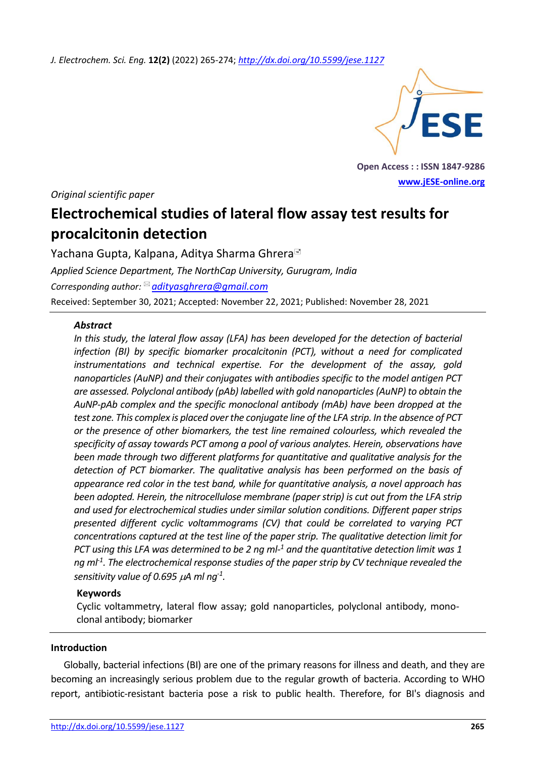*Original scientific paper*

# Electrochemical studies of lateral flow assay test results for procalcitonin detection

Yachana Gupta, Kalpana, Aditya Sharma Ghrera

*Applied Science Department, The NorthCap University, Gurugram, India*

*Corresponding author:* adityasghrera@gmail.com

Received: September 30, 2021; Accepted: November 22, 2021; Published: November 28, 2021

### Abstract

*In this study, the lateral flow assay (LFA) has been developed for the detection of bacterial infection (BI) by specific biomarker procalcitonin (PCT), without a need for complicated instrumentations and technical expertise. For the development of the assay, gold nanoparticles (AuNP) and their conjugates with antibodies specific to the model antigen PCT are assessed. Polyclonal antibody (pAb) labelled with gold nanoparticles (AuNP) to obtain the AuNP-pAb complex and the specific monoclonal antibody (mAb) have been dropped at the test zone. This complex is placed over the conjugate line of the LFA strip. In the absence of PCT or the presence of other biomarkers, the test line remained colourless, which revealed the specificity of assay towards PCT among a pool of various analytes. Herein, observations have been made through two different platforms for quantitative and qualitative analysis for the detection of PCT biomarker. The qualitative analysis has been performed on the basis of appearance red color in the test band, while for quantitative analysis, a novel approach has been adopted. Herein, the nitrocellulose membrane (paper strip) is cut out from the LFA strip and used for electrochemical studies under similar solution conditions. Different paper strips presented different cyclic voltammograms (CV) that could be correlated to varying PCT concentrations captured at the test line of the paper strip. The qualitative detection limit for PCT using this LFA was determined to be 2 ng ml$^{-1}$ and the quantitative detection limit was 1 ng ml$^{-1}$. The electrochemical response studies of the paper strip by CV technique revealed the sensitivity value of 0.695 $\mu$A ml ng$^{-1}$.*

### Keywords

Cyclic voltammetry, lateral flow assay; gold nanoparticles, polyclonal antibody, monoclonal antibody; biomarker

## Introduction

Globally, bacterial infections (BI) are one of the primary reasons for illness and death, and they are becoming an increasingly serious problem due to the regular growth of bacteria. According to WHO report, antibiotic-resistant bacteria pose a risk to public health. Therefore, for BI's diagnosis and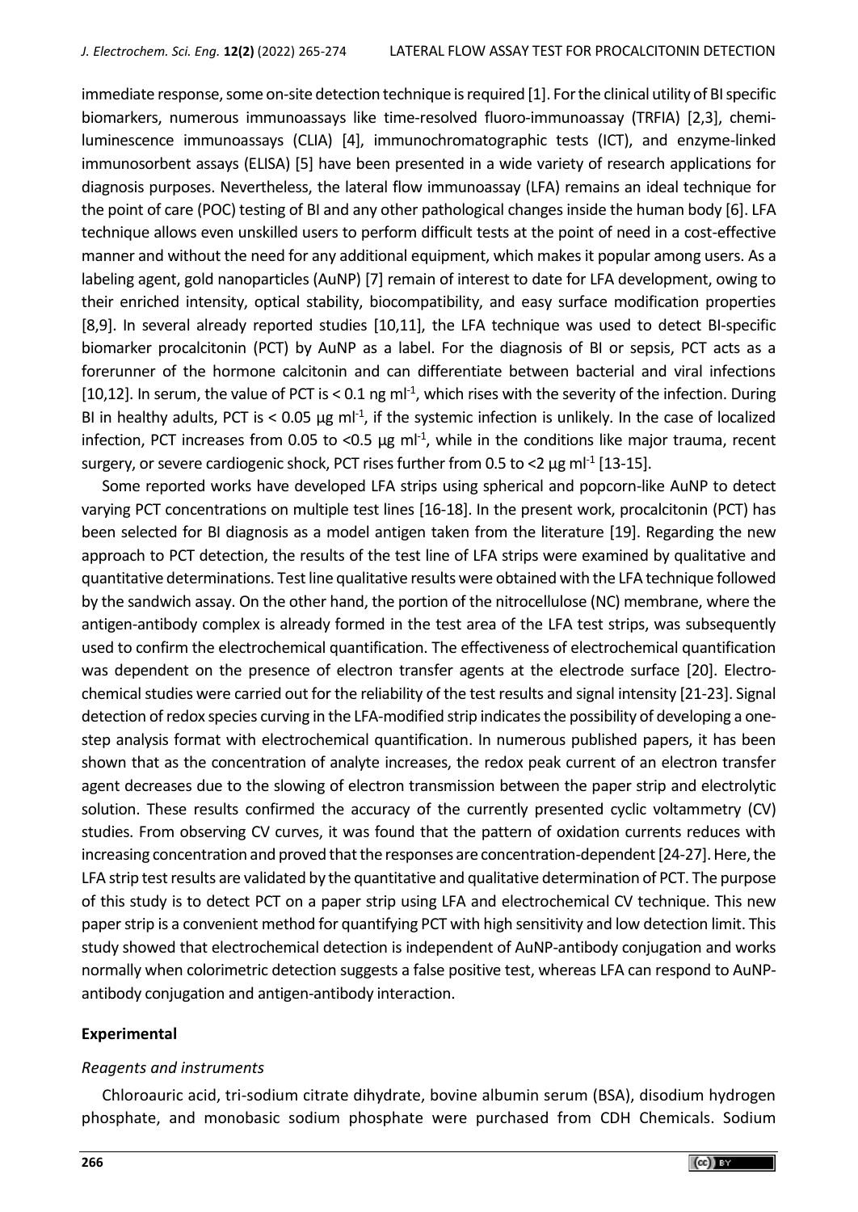immediate response, some on-site detection technique is required [1]. For the clinical utility of BI specific biomarkers, numerous immunoassays like time-resolved fluoro-immunoassay (TRFIA) [2,3], chemiluminescence immunoassays (CLIA) [4], immunochromatographic tests (ICT), and enzyme-linked immunosorbent assays (ELISA) [5] have been presented in a wide variety of research applications for diagnosis purposes. Nevertheless, the lateral flow immunoassay (LFA) remains an ideal technique for the point of care (POC) testing of BI and any other pathological changes inside the human body [6]. LFA technique allows even unskilled users to perform difficult tests at the point of need in a cost-effective manner and without the need for any additional equipment, which makes it popular among users. As a labeling agent, gold nanoparticles (AuNP) [7] remain of interest to date for LFA development, owing to their enriched intensity, optical stability, biocompatibility, and easy surface modification properties [8,9]. In several already reported studies [10,11], the LFA technique was used to detect BI-specific biomarker procalcitonin (PCT) by AuNP as a label. For the diagnosis of BI or sepsis, PCT acts as a forerunner of the hormone calcitonin and can differentiate between bacterial and viral infections [10,12]. In serum, the value of PCT is < 0.1 ng ml$^{-1}$, which rises with the severity of the infection. During BI in healthy adults, PCT is < 0.05 µg ml$^{-1}$, if the systemic infection is unlikely. In the case of localized infection, PCT increases from 0.05 to <0.5 µg ml$^{-1}$, while in the conditions like major trauma, recent surgery, or severe cardiogenic shock, PCT rises further from 0.5 to <2 µg ml$^{-1}$ [13-15].

Some reported works have developed LFA strips using spherical and popcorn-like AuNP to detect varying PCT concentrations on multiple test lines [16-18]. In the present work, procalcitonin (PCT) has been selected for BI diagnosis as a model antigen taken from the literature [19]. Regarding the new approach to PCT detection, the results of the test line of LFA strips were examined by qualitative and quantitative determinations. Test line qualitative results were obtained with the LFA technique followed by the sandwich assay. On the other hand, the portion of the nitrocellulose (NC) membrane, where the antigen-antibody complex is already formed in the test area of the LFA test strips, was subsequently used to confirm the electrochemical quantification. The effectiveness of electrochemical quantification was dependent on the presence of electron transfer agents at the electrode surface [20]. Electrochemical studies were carried out for the reliability of the test results and signal intensity [21-23]. Signal detection of redox species curving in the LFA-modified strip indicates the possibility of developing a one-step analysis format with electrochemical quantification. In numerous published papers, it has been shown that as the concentration of analyte increases, the redox peak current of an electron transfer agent decreases due to the slowing of electron transmission between the paper strip and electrolytic solution. These results confirmed the accuracy of the currently presented cyclic voltammetry (CV) studies. From observing CV curves, it was found that the pattern of oxidation currents reduces with increasing concentration and proved that the responses are concentration-dependent [24-27]. Here, the LFA strip test results are validated by the quantitative and qualitative determination of PCT. The purpose of this study is to detect PCT on a paper strip using LFA and electrochemical CV technique. This new paper strip is a convenient method for quantifying PCT with high sensitivity and low detection limit. This study showed that electrochemical detection is independent of AuNP-antibody conjugation and works normally when colorimetric detection suggests a false positive test, whereas LFA can respond to AuNP-antibody conjugation and antigen-antibody interaction.

## Experimental

### *Reagents and instruments*

Chloroauric acid, tri-sodium citrate dihydrate, bovine albumin serum (BSA), disodium hydrogen phosphate, and monobasic sodium phosphate were purchased from CDH Chemicals. Sodium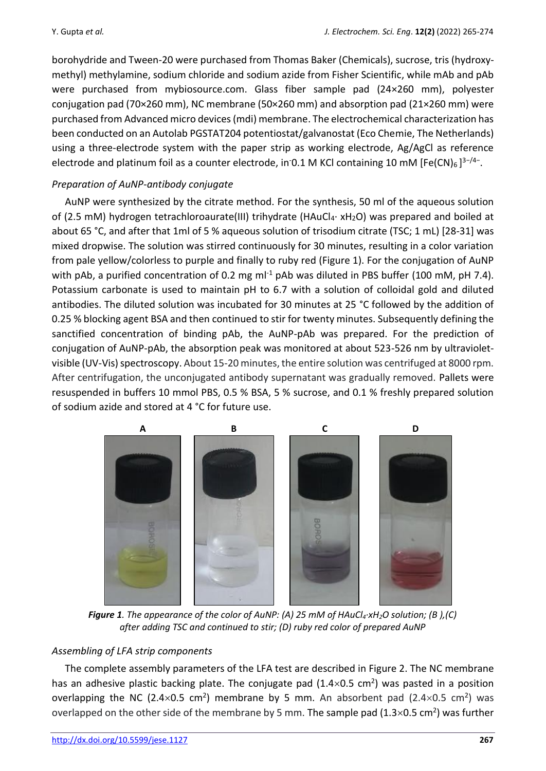borohydride and Tween-20 were purchased from Thomas Baker (Chemicals), sucrose, tris (hydroxy-methyl) methylamine, sodium chloride and sodium azide from Fisher Scientific, while mAb and pAb were purchased from mybiosource.com. Glass fiber sample pad (24×260 mm), polyester conjugation pad (70×260 mm), NC membrane (50×260 mm) and absorption pad (21×260 mm) were purchased from Advanced micro devices (mdi) membrane. The electrochemical characterization has been conducted on an Autolab PGSTAT204 potentiostat/galvanostat (Eco Chemie, The Netherlands) using a three-electrode system with the paper strip as working electrode, Ag/AgCl as reference electrode and platinum foil as a counter electrode, in 0.1 M KCl containing 10 mM $[Fe(CN)_6]^{3-/4-}$.

*Preparation of AuNP-antibody conjugate*

AuNP were synthesized by the citrate method. For the synthesis, 50 ml of the aqueous solution of (2.5 mM) hydrogen tetrachloroaurate(III) trihydrate ($HAuCl_4 \cdot xH_2O$) was prepared and boiled at about 65 °C, and after that 1ml of 5 % aqueous solution of trisodium citrate (TSC; 1 mL) [28-31] was mixed dropwise. The solution was stirred continuously for 30 minutes, resulting in a color variation from pale yellow/colorless to purple and finally to ruby red (Figure 1). For the conjugation of AuNP with pAb, a purified concentration of 0.2 mg ml$^{-1}$ pAb was diluted in PBS buffer (100 mM, pH 7.4). Potassium carbonate is used to maintain pH to 6.7 with a solution of colloidal gold and diluted antibodies. The diluted solution was incubated for 30 minutes at 25 °C followed by the addition of 0.25 % blocking agent BSA and then continued to stir for twenty minutes. Subsequently defining the sanctified concentration of binding pAb, the AuNP-pAb was prepared. For the prediction of conjugation of AuNP-pAb, the absorption peak was monitored at about 523-526 nm by ultraviolet-visible (UV-Vis) spectroscopy. About 15-20 minutes, the entire solution was centrifuged at 8000 rpm. After centrifugation, the unconjugated antibody supernatant was gradually removed. Pallets were resuspended in buffers 10 mmol PBS, 0.5 % BSA, 5 % sucrose, and 0.1 % freshly prepared solution of sodium azide and stored at 4 °C for future use.

***Figure 1**. The appearance of the color of AuNP: (A) 25 mM of $HAuCl_4 \cdot xH_2O$ solution; (B ),(C) after adding TSC and continued to stir; (D) ruby red color of prepared AuNP*

*Assembling of LFA strip components*

The complete assembly parameters of the LFA test are described in Figure 2. The NC membrane has an adhesive plastic backing plate. The conjugate pad (1.4×0.5 cm$^2$) was pasted in a position overlapping the NC (2.4×0.5 cm$^2$) membrane by 5 mm. An absorbent pad (2.4×0.5 cm$^2$) was overlapped on the other side of the membrane by 5 mm. The sample pad (1.3×0.5 cm$^2$) was further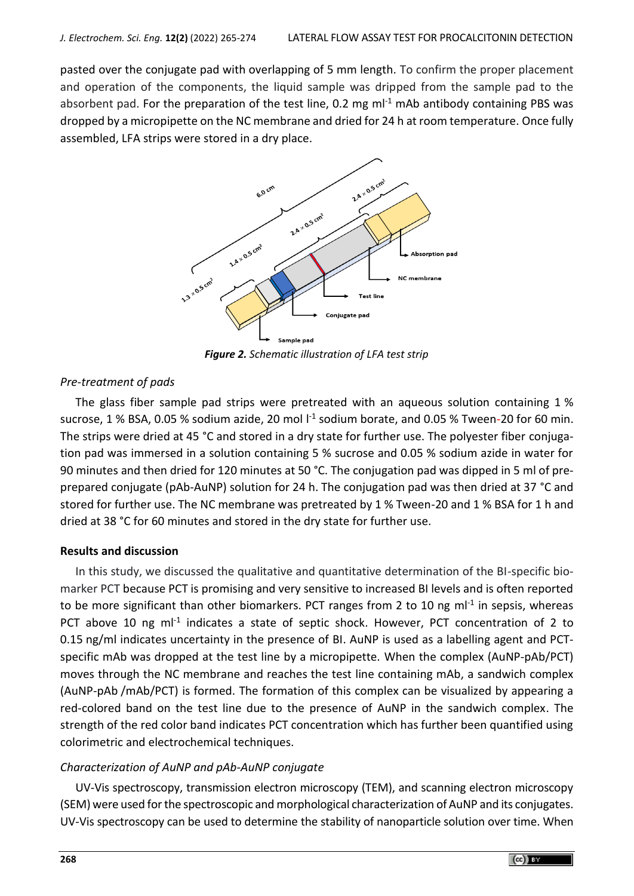pasted over the conjugate pad with overlapping of 5 mm length. To confirm the proper placement and operation of the components, the liquid sample was dripped from the sample pad to the absorbent pad. For the preparation of the test line, 0.2 mg ml$^{-1}$ mAb antibody containing PBS was dropped by a micropipette on the NC membrane and dried for 24 h at room temperature. Once fully assembled, LFA strips were stored in a dry place.

***Figure 2.*** *Schematic illustration of LFA test strip*

### *Pre-treatment of pads*

The glass fiber sample pad strips were pretreated with an aqueous solution containing 1 % sucrose, 1 % BSA, 0.05 % sodium azide, 20 mol l$^{-1}$ sodium borate, and 0.05 % Tween-20 for 60 min. The strips were dried at 45 °C and stored in a dry state for further use. The polyester fiber conjugation pad was immersed in a solution containing 5 % sucrose and 0.05 % sodium azide in water for 90 minutes and then dried for 120 minutes at 50 °C. The conjugation pad was dipped in 5 ml of pre-prepared conjugate (pAb-AuNP) solution for 24 h. The conjugation pad was then dried at 37 °C and stored for further use. The NC membrane was pretreated by 1 % Tween-20 and 1 % BSA for 1 h and dried at 38 °C for 60 minutes and stored in the dry state for further use.

## **Results and discussion**

In this study, we discussed the qualitative and quantitative determination of the BI-specific biomarker PCT because PCT is promising and very sensitive to increased BI levels and is often reported to be more significant than other biomarkers. PCT ranges from 2 to 10 ng ml$^{-1}$ in sepsis, whereas PCT above 10 ng ml$^{-1}$ indicates a state of septic shock. However, PCT concentration of 2 to 0.15 ng/ml indicates uncertainty in the presence of BI. AuNP is used as a labelling agent and PCT-specific mAb was dropped at the test line by a micropipette. When the complex (AuNP-pAb/PCT) moves through the NC membrane and reaches the test line containing mAb, a sandwich complex (AuNP-pAb /mAb/PCT) is formed. The formation of this complex can be visualized by appearing a red-colored band on the test line due to the presence of AuNP in the sandwich complex. The strength of the red color band indicates PCT concentration which has further been quantified using colorimetric and electrochemical techniques.

### *Characterization of AuNP and pAb-AuNP conjugate*

UV-Vis spectroscopy, transmission electron microscopy (TEM), and scanning electron microscopy (SEM) were used for the spectroscopic and morphological characterization of AuNP and its conjugates. UV-Vis spectroscopy can be used to determine the stability of nanoparticle solution over time. When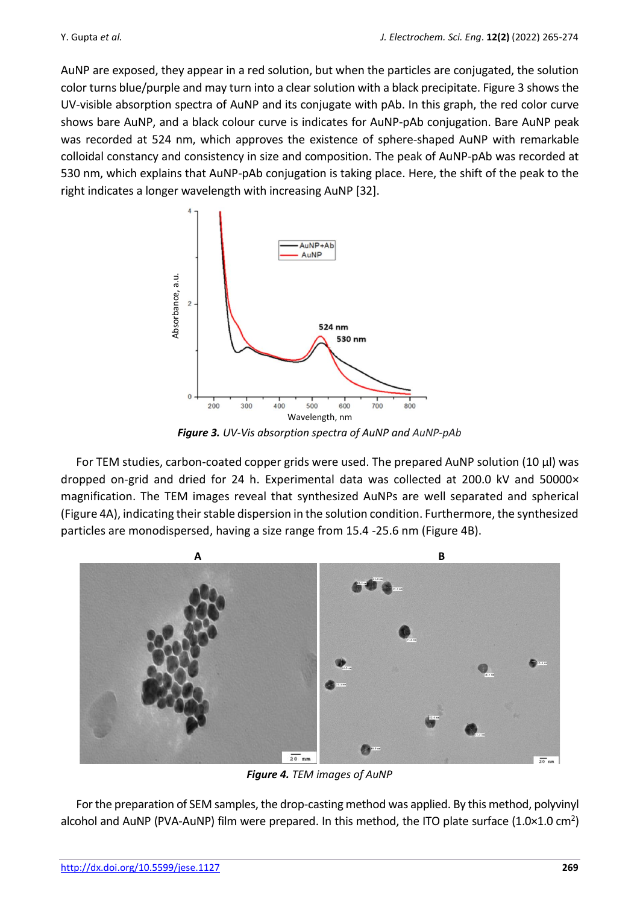AuNP are exposed, they appear in a red solution, but when the particles are conjugated, the solution color turns blue/purple and may turn into a clear solution with a black precipitate. Figure 3 shows the UV-visible absorption spectra of AuNP and its conjugate with pAb. In this graph, the red color curve shows bare AuNP, and a black colour curve is indicates for AuNP-pAb conjugation. Bare AuNP peak was recorded at 524 nm, which approves the existence of sphere-shaped AuNP with remarkable colloidal constancy and consistency in size and composition. The peak of AuNP-pAb was recorded at 530 nm, which explains that AuNP-pAb conjugation is taking place. Here, the shift of the peak to the right indicates a longer wavelength with increasing AuNP [32].

***Figure 3.*** *UV-Vis absorption spectra of AuNP and AuNP-pAb*

For TEM studies, carbon-coated copper grids were used. The prepared AuNP solution (10 µl) was dropped on-grid and dried for 24 h. Experimental data was collected at 200.0 kV and 50000× magnification. The TEM images reveal that synthesized AuNPs are well separated and spherical (Figure 4A), indicating their stable dispersion in the solution condition. Furthermore, the synthesized particles are monodispersed, having a size range from 15.4 -25.6 nm (Figure 4B).

***Figure 4.*** *TEM images of AuNP*

For the preparation of SEM samples, the drop-casting method was applied. By this method, polyvinyl alcohol and AuNP (PVA-AuNP) film were prepared. In this method, the ITO plate surface (1.0×1.0 $cm^2$)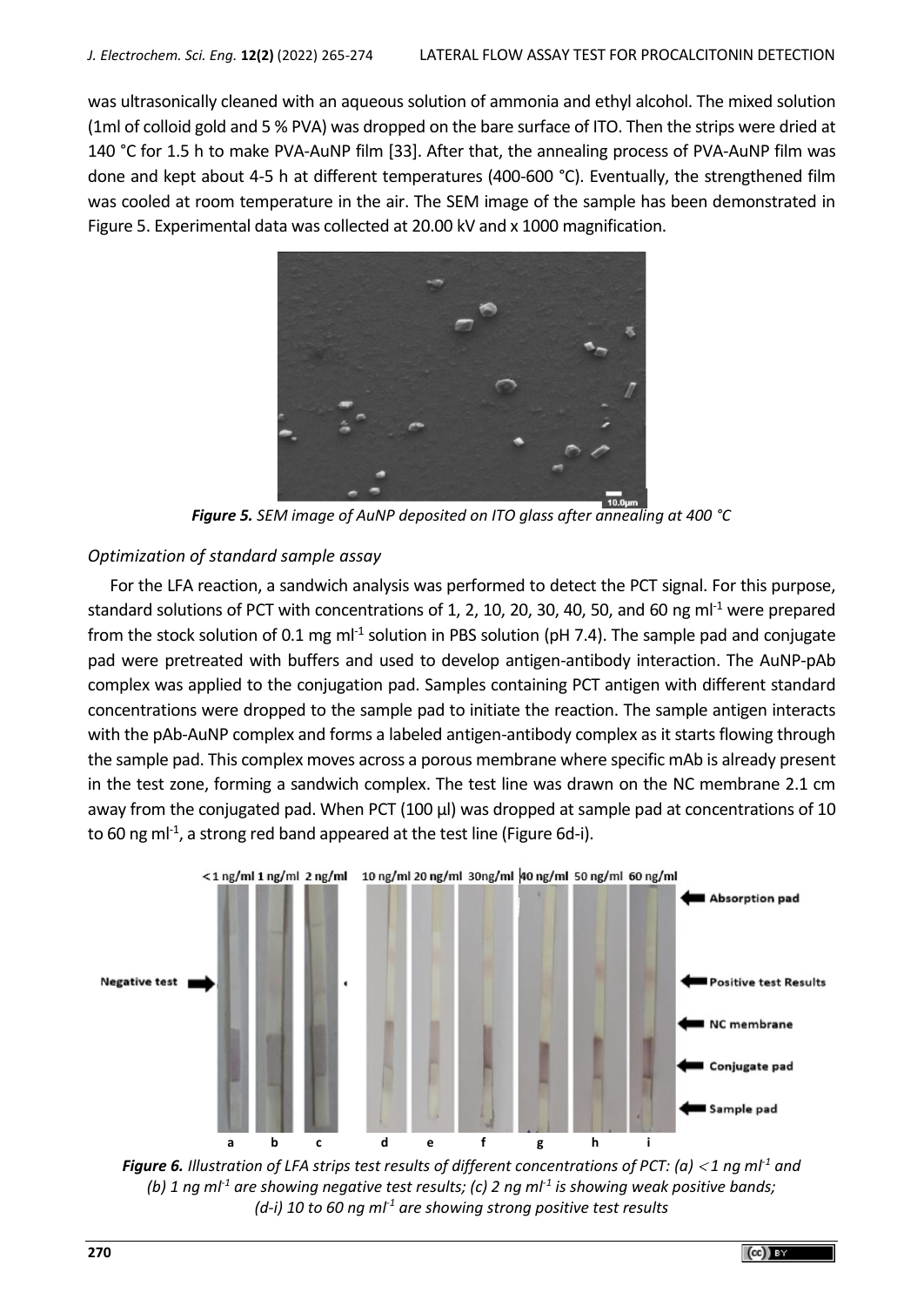was ultrasonically cleaned with an aqueous solution of ammonia and ethyl alcohol. The mixed solution (1ml of colloid gold and 5 % PVA) was dropped on the bare surface of ITO. Then the strips were dried at 140 °C for 1.5 h to make PVA-AuNP film [33]. After that, the annealing process of PVA-AuNP film was done and kept about 4-5 h at different temperatures (400-600 °C). Eventually, the strengthened film was cooled at room temperature in the air. The SEM image of the sample has been demonstrated in Figure 5. Experimental data was collected at 20.00 kV and x 1000 magnification.

***Figure 5.*** *SEM image of AuNP deposited on ITO glass after annealing at 400 °C*

*Optimization of standard sample assay*

For the LFA reaction, a sandwich analysis was performed to detect the PCT signal. For this purpose, standard solutions of PCT with concentrations of 1, 2, 10, 20, 30, 40, 50, and 60 ng ml$^{-1}$ were prepared from the stock solution of 0.1 mg ml$^{-1}$ solution in PBS solution (pH 7.4). The sample pad and conjugate pad were pretreated with buffers and used to develop antigen-antibody interaction. The AuNP-pAb complex was applied to the conjugation pad. Samples containing PCT antigen with different standard concentrations were dropped to the sample pad to initiate the reaction. The sample antigen interacts with the pAb-AuNP complex and forms a labeled antigen-antibody complex as it starts flowing through the sample pad. This complex moves across a porous membrane where specific mAb is already present in the test zone, forming a sandwich complex. The test line was drawn on the NC membrane 2.1 cm away from the conjugated pad. When PCT (100 µl) was dropped at sample pad at concentrations of 10 to 60 ng ml$^{-1}$, a strong red band appeared at the test line (Figure 6d-i).

***Figure 6.*** *Illustration of LFA strips test results of different concentrations of PCT: (a) <1 ng ml$^{-1}$ and (b) 1 ng ml$^{-1}$ are showing negative test results; (c) 2 ng ml$^{-1}$ is showing weak positive bands; (d-i) 10 to 60 ng ml$^{-1}$ are showing strong positive test results*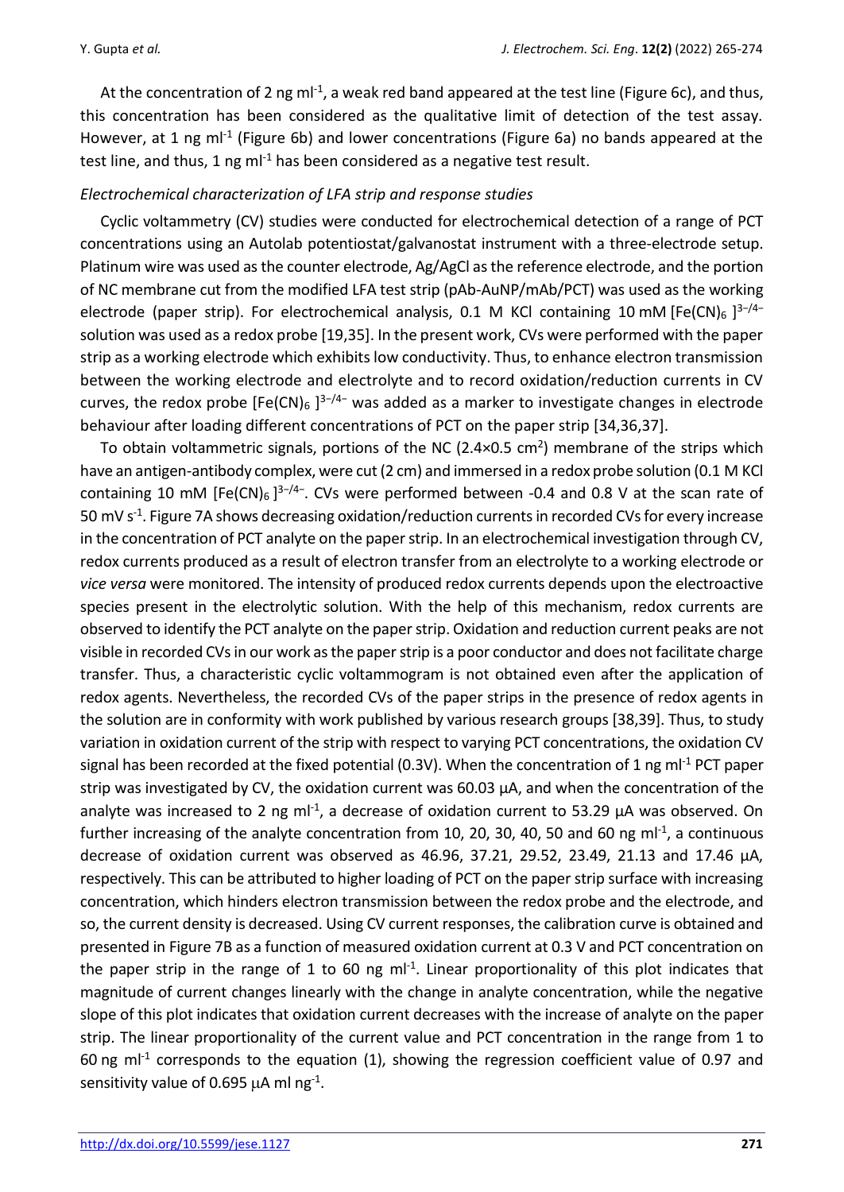At the concentration of 2 ng ml$^{-1}$, a weak red band appeared at the test line (Figure 6c), and thus, this concentration has been considered as the qualitative limit of detection of the test assay. However, at 1 ng ml$^{-1}$ (Figure 6b) and lower concentrations (Figure 6a) no bands appeared at the test line, and thus, 1 ng ml$^{-1}$ has been considered as a negative test result.

### *Electrochemical characterization of LFA strip and response studies*

Cyclic voltammetry (CV) studies were conducted for electrochemical detection of a range of PCT concentrations using an Autolab potentiostat/galvanostat instrument with a three-electrode setup. Platinum wire was used as the counter electrode, Ag/AgCl as the reference electrode, and the portion of NC membrane cut from the modified LFA test strip (pAb-AuNP/mAb/PCT) was used as the working electrode (paper strip). For electrochemical analysis, 0.1 M KCl containing 10 mM $[Fe(CN)_6]^{3-/4-}$ solution was used as a redox probe [19,35]. In the present work, CVs were performed with the paper strip as a working electrode which exhibits low conductivity. Thus, to enhance electron transmission between the working electrode and electrolyte and to record oxidation/reduction currents in CV curves, the redox probe $[Fe(CN)_6]^{3-/4-}$ was added as a marker to investigate changes in electrode behaviour after loading different concentrations of PCT on the paper strip [34,36,37].

To obtain voltammetric signals, portions of the NC (2.4×0.5 cm$^2$) membrane of the strips which have an antigen-antibody complex, were cut (2 cm) and immersed in a redox probe solution (0.1 M KCl containing 10 mM $[Fe(CN)_6]^{3-/4-}$. CVs were performed between -0.4 and 0.8 V at the scan rate of 50 mV s$^{-1}$. Figure 7A shows decreasing oxidation/reduction currents in recorded CVs for every increase in the concentration of PCT analyte on the paper strip. In an electrochemical investigation through CV, redox currents produced as a result of electron transfer from an electrolyte to a working electrode or *vice versa* were monitored. The intensity of produced redox currents depends upon the electroactive species present in the electrolytic solution. With the help of this mechanism, redox currents are observed to identify the PCT analyte on the paper strip. Oxidation and reduction current peaks are not visible in recorded CVs in our work as the paper strip is a poor conductor and does not facilitate charge transfer. Thus, a characteristic cyclic voltammogram is not obtained even after the application of redox agents. Nevertheless, the recorded CVs of the paper strips in the presence of redox agents in the solution are in conformity with work published by various research groups [38,39]. Thus, to study variation in oxidation current of the strip with respect to varying PCT concentrations, the oxidation CV signal has been recorded at the fixed potential (0.3V). When the concentration of 1 ng ml$^{-1}$ PCT paper strip was investigated by CV, the oxidation current was 60.03 µA, and when the concentration of the analyte was increased to 2 ng ml$^{-1}$, a decrease of oxidation current to 53.29 µA was observed. On further increasing of the analyte concentration from 10, 20, 30, 40, 50 and 60 ng ml$^{-1}$, a continuous decrease of oxidation current was observed as 46.96, 37.21, 29.52, 23.49, 21.13 and 17.46 µA, respectively. This can be attributed to higher loading of PCT on the paper strip surface with increasing concentration, which hinders electron transmission between the redox probe and the electrode, and so, the current density is decreased. Using CV current responses, the calibration curve is obtained and presented in Figure 7B as a function of measured oxidation current at 0.3 V and PCT concentration on the paper strip in the range of 1 to 60 ng ml$^{-1}$. Linear proportionality of this plot indicates that magnitude of current changes linearly with the change in analyte concentration, while the negative slope of this plot indicates that oxidation current decreases with the increase of analyte on the paper strip. The linear proportionality of the current value and PCT concentration in the range from 1 to 60 ng ml$^{-1}$ corresponds to the equation (1), showing the regression coefficient value of 0.97 and sensitivity value of 0.695 µA ml ng$^{-1}$.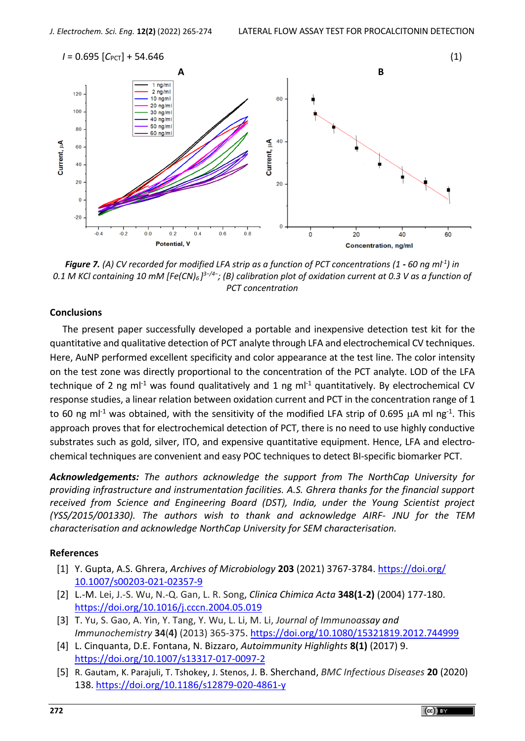$$I = 0.695\,[C_{PCT}] + 54.646 \qquad (1)$$

***Figure 7.*** *(A) CV recorded for modified LFA strip as a function of PCT concentrations (1 - 60 ng ml$^{-1}$) in 0.1 M KCl containing 10 mM $[Fe(CN)_6]^{3-/4-}$; (B) calibration plot of oxidation current at 0.3 V as a function of PCT concentration*

## Conclusions

The present paper successfully developed a portable and inexpensive detection test kit for the quantitative and qualitative detection of PCT analyte through LFA and electrochemical CV techniques. Here, AuNP performed excellent specificity and color appearance at the test line. The color intensity on the test zone was directly proportional to the concentration of the PCT analyte. LOD of the LFA technique of 2 ng ml$^{-1}$ was found qualitatively and 1 ng ml$^{-1}$ quantitatively. By electrochemical CV response studies, a linear relation between oxidation current and PCT in the concentration range of 1 to 60 ng ml$^{-1}$ was obtained, with the sensitivity of the modified LFA strip of 0.695 μA ml ng$^{-1}$. This approach proves that for electrochemical detection of PCT, there is no need to use highly conductive substrates such as gold, silver, ITO, and expensive quantitative equipment. Hence, LFA and electrochemical techniques are convenient and easy POC techniques to detect BI-specific biomarker PCT.

***Acknowledgements:*** *The authors acknowledge the support from The NorthCap University for providing infrastructure and instrumentation facilities. A.S. Ghrera thanks for the financial support received from Science and Engineering Board (DST), India, under the Young Scientist project (YSS/2015/001330). The authors wish to thank and acknowledge AIRF- JNU for the TEM characterisation and acknowledge NorthCap University for SEM characterisation.*

## References

[1] Y. Gupta, A.S. Ghrera, *Archives of Microbiology* **203** (2021) 3767-3784. https://doi.org/10.1007/s00203-021-02357-9

[2] L.-M. Lei, J.-S. Wu, N.-Q. Gan, L. R. Song, *Clinica Chimica Acta* **348(1-2)** (2004) 177-180. https://doi.org/10.1016/j.cccn.2004.05.019

[3] T. Yu, S. Gao, A. Yin, Y. Tang, Y. Wu, L. Li, M. Li, *Journal of Immunoassay and Immunochemistry* **34(4)** (2013) 365-375. https://doi.org/10.1080/15321819.2012.744999

[4] L. Cinquanta, D.E. Fontana, N. Bizzaro, *Autoimmunity Highlights* **8(1)** (2017) 9. https://doi.org/10.1007/s13317-017-0097-2

[5] R. Gautam, K. Parajuli, T. Tshokey, J. Stenos, J. B. Sherchand, *BMC Infectious Diseases* **20** (2020) 138. https://doi.org/10.1186/s12879-020-4861-y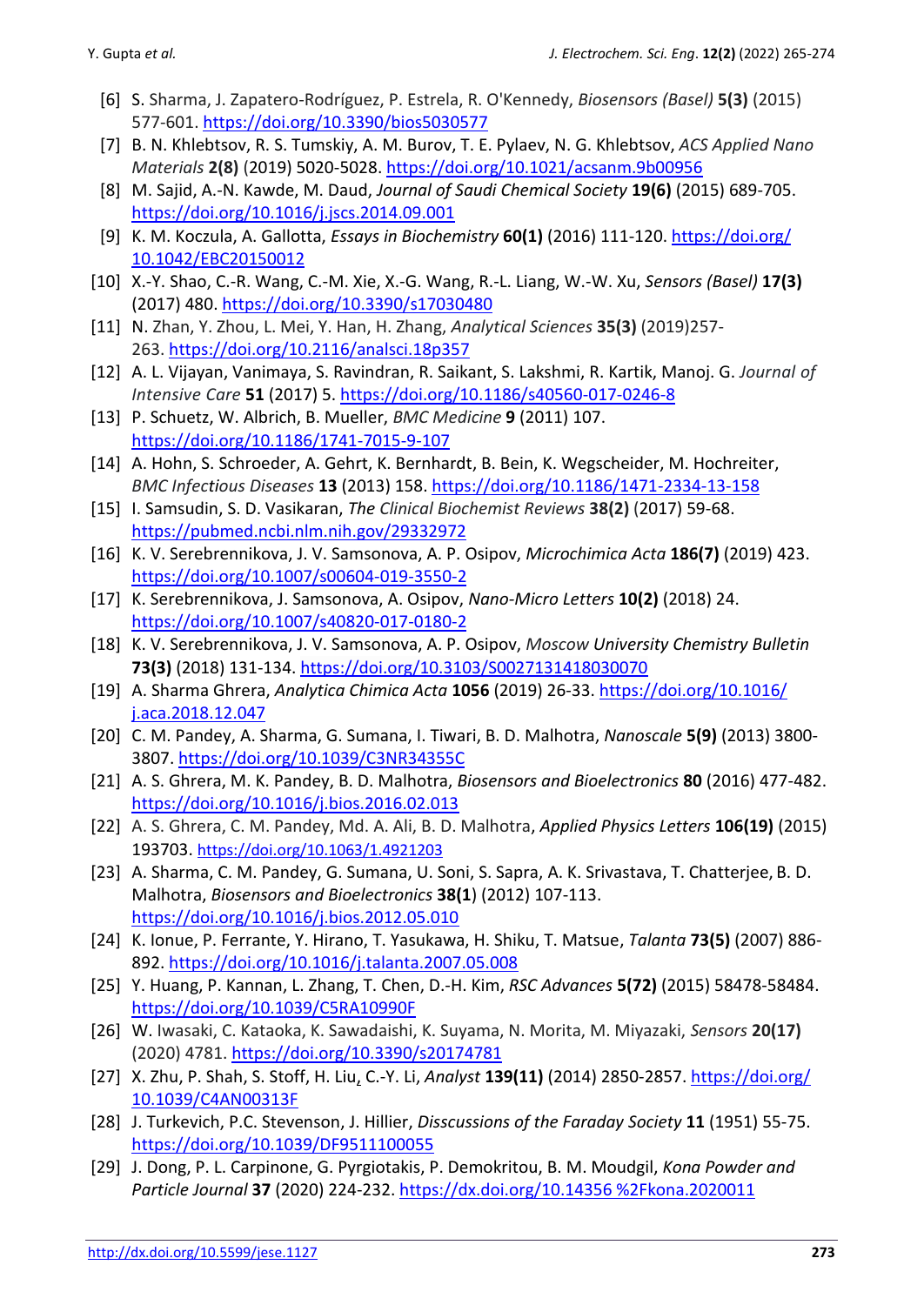[6] S. Sharma, J. Zapatero-Rodríguez, P. Estrela, R. O'Kennedy, *Biosensors (Basel)* **5(3)** (2015) 577-601. https://doi.org/10.3390/bios5030577

[7] B. N. Khlebtsov, R. S. Tumskiy, A. M. Burov, T. E. Pylaev, N. G. Khlebtsov, *ACS Applied Nano Materials* **2(8)** (2019) 5020-5028. https://doi.org/10.1021/acsanm.9b00956

[8] M. Sajid, A.-N. Kawde, M. Daud, *Journal of Saudi Chemical Society* **19(6)** (2015) 689-705. https://doi.org/10.1016/j.jscs.2014.09.001

[9] K. M. Koczula, A. Gallotta, *Essays in Biochemistry* **60(1)** (2016) 111-120. https://doi.org/10.1042/EBC20150012

[10] X.-Y. Shao, C.-R. Wang, C.-M. Xie, X.-G. Wang, R.-L. Liang, W.-W. Xu, *Sensors (Basel)* **17(3)** (2017) 480. https://doi.org/10.3390/s17030480

[11] N. Zhan, Y. Zhou, L. Mei, Y. Han, H. Zhang, *Analytical Sciences* **35(3)** (2019)257-263. https://doi.org/10.2116/analsci.18p357

[12] A. L. Vijayan, Vanimaya, S. Ravindran, R. Saikant, S. Lakshmi, R. Kartik, Manoj. G. *Journal of Intensive Care* **51** (2017) 5. https://doi.org/10.1186/s40560-017-0246-8

[13] P. Schuetz, W. Albrich, B. Mueller, *BMC Medicine* **9** (2011) 107. https://doi.org/10.1186/1741-7015-9-107

[14] A. Hohn, S. Schroeder, A. Gehrt, K. Bernhardt, B. Bein, K. Wegscheider, M. Hochreiter, *BMC Infectious Diseases* **13** (2013) 158. https://doi.org/10.1186/1471-2334-13-158

[15] I. Samsudin, S. D. Vasikaran, *The Clinical Biochemist Reviews* **38(2)** (2017) 59-68. https://pubmed.ncbi.nlm.nih.gov/29332972

[16] K. V. Serebrennikova, J. V. Samsonova, A. P. Osipov, *Microchimica Acta* **186(7)** (2019) 423. https://doi.org/10.1007/s00604-019-3550-2

[17] K. Serebrennikova, J. Samsonova, A. Osipov, *Nano-Micro Letters* **10(2)** (2018) 24. https://doi.org/10.1007/s40820-017-0180-2

[18] K. V. Serebrennikova, J. V. Samsonova, A. P. Osipov, *Moscow University Chemistry Bulletin* **73(3)** (2018) 131-134. https://doi.org/10.3103/S0027131418030070

[19] A. Sharma Ghrera, *Analytica Chimica Acta* **1056** (2019) 26-33. https://doi.org/10.1016/j.aca.2018.12.047

[20] C. M. Pandey, A. Sharma, G. Sumana, I. Tiwari, B. D. Malhotra, *Nanoscale* **5(9)** (2013) 3800-3807. https://doi.org/10.1039/C3NR34355C

[21] A. S. Ghrera, M. K. Pandey, B. D. Malhotra, *Biosensors and Bioelectronics* **80** (2016) 477-482. https://doi.org/10.1016/j.bios.2016.02.013

[22] A. S. Ghrera, C. M. Pandey, Md. A. Ali, B. D. Malhotra, *Applied Physics Letters* **106(19)** (2015) 193703. https://doi.org/10.1063/1.4921203

[23] A. Sharma, C. M. Pandey, G. Sumana, U. Soni, S. Sapra, A. K. Srivastava, T. Chatterjee, B. D. Malhotra, *Biosensors and Bioelectronics* **38(1)** (2012) 107-113. https://doi.org/10.1016/j.bios.2012.05.010

[24] K. Ionue, P. Ferrante, Y. Hirano, T. Yasukawa, H. Shiku, T. Matsue, *Talanta* **73(5)** (2007) 886-892. https://doi.org/10.1016/j.talanta.2007.05.008

[25] Y. Huang, P. Kannan, L. Zhang, T. Chen, D.-H. Kim, *RSC Advances* **5(72)** (2015) 58478-58484. https://doi.org/10.1039/C5RA10990F

[26] W. Iwasaki, C. Kataoka, K. Sawadaishi, K. Suyama, N. Morita, M. Miyazaki, *Sensors* **20(17)** (2020) 4781. https://doi.org/10.3390/s20174781

[27] X. Zhu, P. Shah, S. Stoff, H. Liu, C.-Y. Li, *Analyst* **139(11)** (2014) 2850-2857. https://doi.org/10.1039/C4AN00313F

[28] J. Turkevich, P.C. Stevenson, J. Hillier, *Disscussions of the Faraday Society* **11** (1951) 55-75. https://doi.org/10.1039/DF9511100055

[29] J. Dong, P. L. Carpinone, G. Pyrgiotakis, P. Demokritou, B. M. Moudgil, *Kona Powder and Particle Journal* **37** (2020) 224-232. https://dx.doi.org/10.14356 %2Fkona.2020011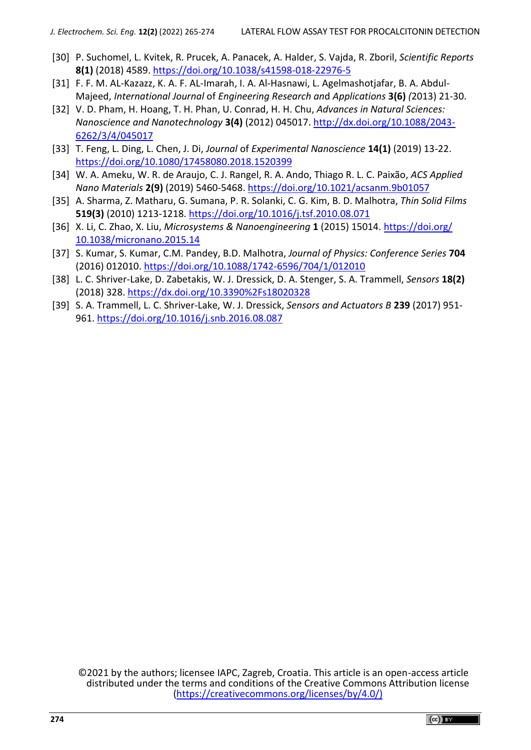[30] P. Suchomel, L. Kvitek, R. Prucek, A. Panacek, A. Halder, S. Vajda, R. Zboril, *Scientific Reports* **8(1)** (2018) 4589. https://doi.org/10.1038/s41598-018-22976-5

[31] F. F. M. AL-Kazazz, K. A. F. AL-Imarah, I. A. Al-Hasnawi, L. Agelmashotjafar, B. A. Abdul-Majeed, *International Journal* of *Engineering Research* an*d Applications* **3(6)** *(*2013) 21-30.

[32] V. D. Pham, H. Hoang, T. H. Phan, U. Conrad, H. H. Chu, *Advances in Natural Sciences: Nanoscience and Nanotechnology* **3(4)** (2012) 045017. http://dx.doi.org/10.1088/2043-6262/3/4/045017

[33] T. Feng, L. Ding, L. Chen, J. Di, *Journal* of *Experimental Nanoscience* **14(1)** (2019) 13-22. https://doi.org/10.1080/17458080.2018.1520399

[34] W. A. Ameku, W. R. de Araujo, C. J. Rangel, R. A. Ando, Thiago R. L. C. Paixão, *ACS Applied Nano Materials* **2(9)** (2019) 5460-5468. https://doi.org/10.1021/acsanm.9b01057

[35] A. Sharma, Z. Matharu, G. Sumana, P. R. Solanki, C. G. Kim, B. D. Malhotra, *Thin Solid Films* **519(3)** (2010) 1213-1218. https://doi.org/10.1016/j.tsf.2010.08.071

[36] X. Li, C. Zhao, X. Liu, *Microsystems & Nanoengineering* **1** (2015) 15014. https://doi.org/10.1038/micronano.2015.14

[37] S. Kumar, S. Kumar, C.M. Pandey, B.D. Malhotra, *Journal of Physics: Conference Series* **704** (2016) 012010. https://doi.org/10.1088/1742-6596/704/1/012010

[38] L. C. Shriver-Lake, D. Zabetakis, W. J. Dressick, D. A. Stenger, S. A. Trammell, *Sensors* **18(2)** (2018) 328. https://dx.doi.org/10.3390%2Fs18020328

[39] S. A. Trammell, L. C. Shriver-Lake, W. J. Dressick, *Sensors and Actuators B* **239** (2017) 951-961. https://doi.org/10.1016/j.snb.2016.08.087

©2021 by the authors; licensee IAPC, Zagreb, Croatia. This article is an open-access article distributed under the terms and conditions of the Creative Commons Attribution license (https://creativecommons.org/licenses/by/4.0/)